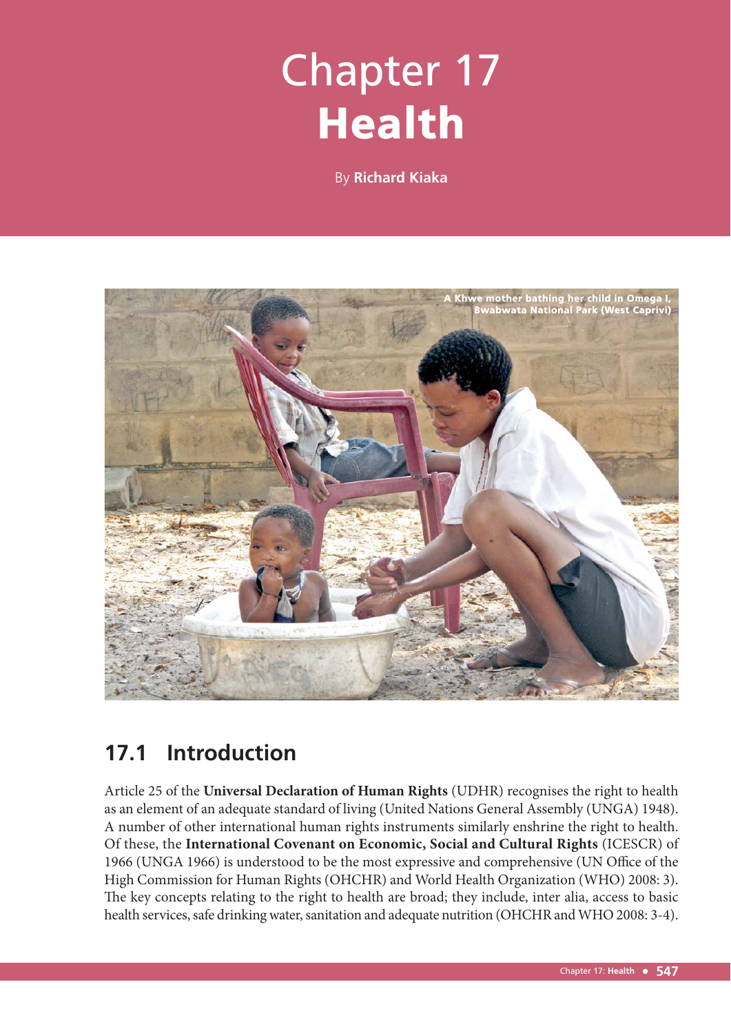# Chapter 17
# Health

By **Richard Kiaka**

A Khwe mother bathing her child in Omega I, Bwabwata National Park (West Caprivi)

## 17.1 Introduction

Article 25 of the **Universal Declaration of Human Rights** (UDHR) recognises the right to health as an element of an adequate standard of living (United Nations General Assembly (UNGA) 1948). A number of other international human rights instruments similarly enshrine the right to health. Of these, the **International Covenant on Economic, Social and Cultural Rights** (ICESCR) of 1966 (UNGA 1966) is understood to be the most expressive and comprehensive (UN Office of the High Commission for Human Rights (OHCHR) and World Health Organization (WHO) 2008: 3). The key concepts relating to the right to health are broad; they include, inter alia, access to basic health services, safe drinking water, sanitation and adequate nutrition (OHCHR and WHO 2008: 3-4).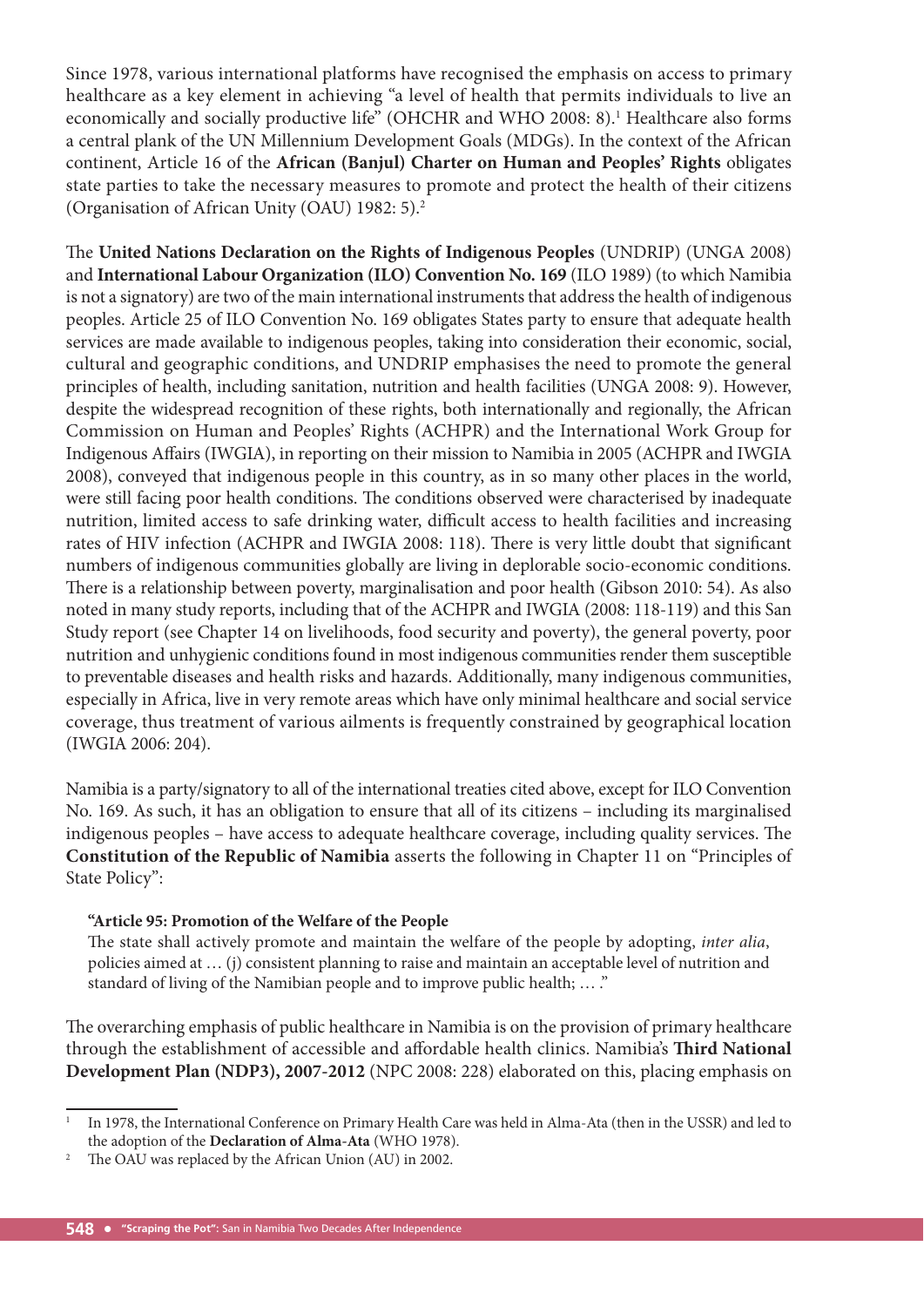Since 1978, various international platforms have recognised the emphasis on access to primary healthcare as a key element in achieving "a level of health that permits individuals to live an economically and socially productive life" (OHCHR and WHO 2008: 8).[1] Healthcare also forms a central plank of the UN Millennium Development Goals (MDGs). In the context of the African continent, Article 16 of the **African (Banjul) Charter on Human and Peoples' Rights** obligates state parties to take the necessary measures to promote and protect the health of their citizens (Organisation of African Unity (OAU) 1982: 5).[2]

The **United Nations Declaration on the Rights of Indigenous Peoples** (UNDRIP) (UNGA 2008) and **International Labour Organization (ILO) Convention No. 169** (ILO 1989) (to which Namibia is not a signatory) are two of the main international instruments that address the health of indigenous peoples. Article 25 of ILO Convention No. 169 obligates States party to ensure that adequate health services are made available to indigenous peoples, taking into consideration their economic, social, cultural and geographic conditions, and UNDRIP emphasises the need to promote the general principles of health, including sanitation, nutrition and health facilities (UNGA 2008: 9). However, despite the widespread recognition of these rights, both internationally and regionally, the African Commission on Human and Peoples' Rights (ACHPR) and the International Work Group for Indigenous Affairs (IWGIA), in reporting on their mission to Namibia in 2005 (ACHPR and IWGIA 2008), conveyed that indigenous people in this country, as in so many other places in the world, were still facing poor health conditions. The conditions observed were characterised by inadequate nutrition, limited access to safe drinking water, difficult access to health facilities and increasing rates of HIV infection (ACHPR and IWGIA 2008: 118). There is very little doubt that significant numbers of indigenous communities globally are living in deplorable socio-economic conditions. There is a relationship between poverty, marginalisation and poor health (Gibson 2010: 54). As also noted in many study reports, including that of the ACHPR and IWGIA (2008: 118-119) and this San Study report (see Chapter 14 on livelihoods, food security and poverty), the general poverty, poor nutrition and unhygienic conditions found in most indigenous communities render them susceptible to preventable diseases and health risks and hazards. Additionally, many indigenous communities, especially in Africa, live in very remote areas which have only minimal healthcare and social service coverage, thus treatment of various ailments is frequently constrained by geographical location (IWGIA 2006: 204).

Namibia is a party/signatory to all of the international treaties cited above, except for ILO Convention No. 169. As such, it has an obligation to ensure that all of its citizens – including its marginalised indigenous peoples – have access to adequate healthcare coverage, including quality services. The **Constitution of the Republic of Namibia** asserts the following in Chapter 11 on "Principles of State Policy":

> **"Article 95: Promotion of the Welfare of the People**
> The state shall actively promote and maintain the welfare of the people by adopting, *inter alia*, policies aimed at … (j) consistent planning to raise and maintain an acceptable level of nutrition and standard of living of the Namibian people and to improve public health; … ."

The overarching emphasis of public healthcare in Namibia is on the provision of primary healthcare through the establishment of accessible and affordable health clinics. Namibia's **Third National Development Plan (NDP3), 2007-2012** (NPC 2008: 228) elaborated on this, placing emphasis on

---

[1] In 1978, the International Conference on Primary Health Care was held in Alma-Ata (then in the USSR) and led to the adoption of the **Declaration of Alma-Ata** (WHO 1978).

[2] The OAU was replaced by the African Union (AU) in 2002.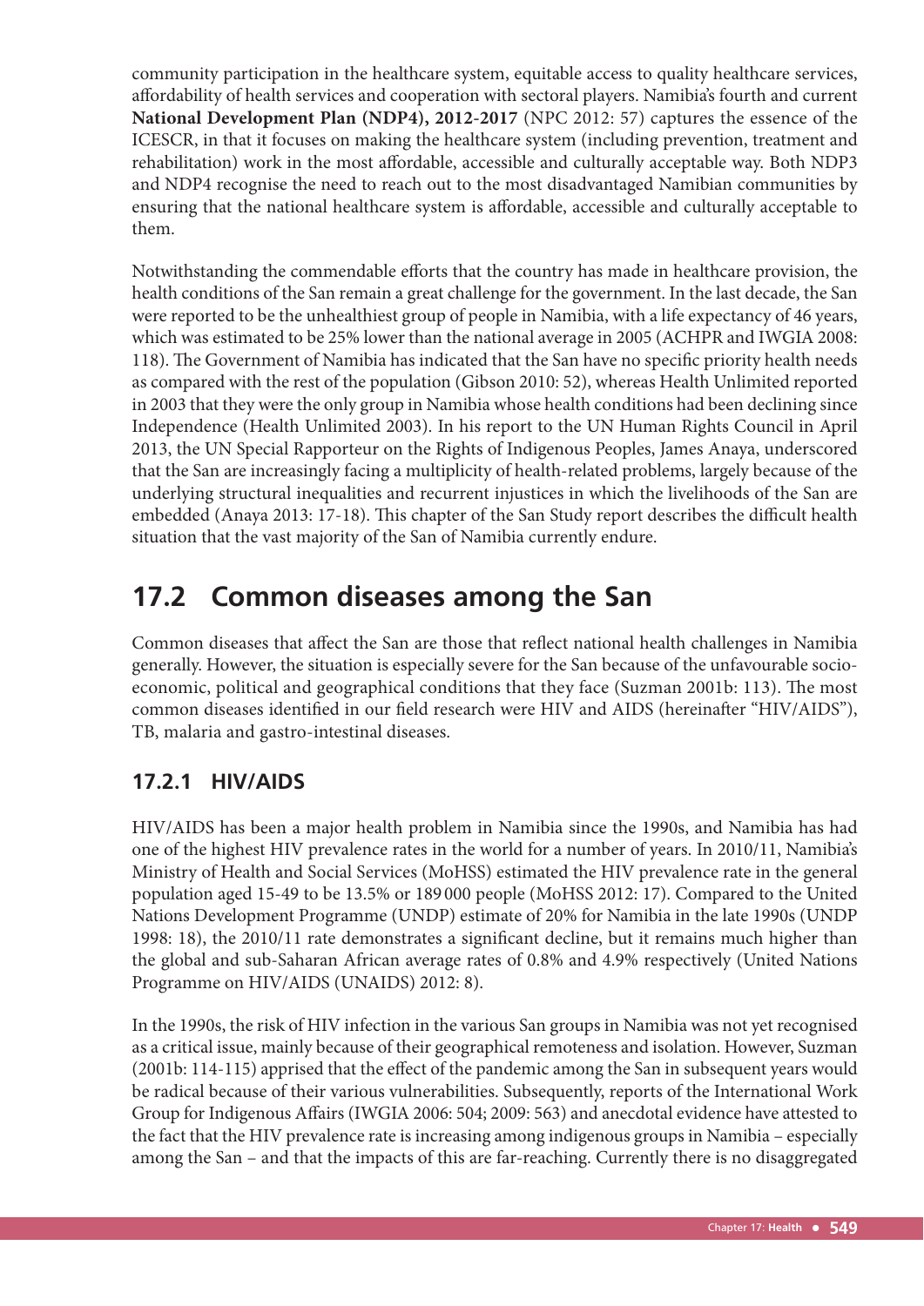community participation in the healthcare system, equitable access to quality healthcare services, affordability of health services and cooperation with sectoral players. Namibia's fourth and current **National Development Plan (NDP4), 2012-2017** (NPC 2012: 57) captures the essence of the ICESCR, in that it focuses on making the healthcare system (including prevention, treatment and rehabilitation) work in the most affordable, accessible and culturally acceptable way. Both NDP3 and NDP4 recognise the need to reach out to the most disadvantaged Namibian communities by ensuring that the national healthcare system is affordable, accessible and culturally acceptable to them.

Notwithstanding the commendable efforts that the country has made in healthcare provision, the health conditions of the San remain a great challenge for the government. In the last decade, the San were reported to be the unhealthiest group of people in Namibia, with a life expectancy of 46 years, which was estimated to be 25% lower than the national average in 2005 (ACHPR and IWGIA 2008: 118). The Government of Namibia has indicated that the San have no specific priority health needs as compared with the rest of the population (Gibson 2010: 52), whereas Health Unlimited reported in 2003 that they were the only group in Namibia whose health conditions had been declining since Independence (Health Unlimited 2003). In his report to the UN Human Rights Council in April 2013, the UN Special Rapporteur on the Rights of Indigenous Peoples, James Anaya, underscored that the San are increasingly facing a multiplicity of health-related problems, largely because of the underlying structural inequalities and recurrent injustices in which the livelihoods of the San are embedded (Anaya 2013: 17-18). This chapter of the San Study report describes the difficult health situation that the vast majority of the San of Namibia currently endure.

## 17.2 Common diseases among the San

Common diseases that affect the San are those that reflect national health challenges in Namibia generally. However, the situation is especially severe for the San because of the unfavourable socio-economic, political and geographical conditions that they face (Suzman 2001b: 113). The most common diseases identified in our field research were HIV and AIDS (hereinafter "HIV/AIDS"), TB, malaria and gastro-intestinal diseases.

### 17.2.1 HIV/AIDS

HIV/AIDS has been a major health problem in Namibia since the 1990s, and Namibia has had one of the highest HIV prevalence rates in the world for a number of years. In 2010/11, Namibia's Ministry of Health and Social Services (MoHSS) estimated the HIV prevalence rate in the general population aged 15-49 to be 13.5% or 189 000 people (MoHSS 2012: 17). Compared to the United Nations Development Programme (UNDP) estimate of 20% for Namibia in the late 1990s (UNDP 1998: 18), the 2010/11 rate demonstrates a significant decline, but it remains much higher than the global and sub-Saharan African average rates of 0.8% and 4.9% respectively (United Nations Programme on HIV/AIDS (UNAIDS) 2012: 8).

In the 1990s, the risk of HIV infection in the various San groups in Namibia was not yet recognised as a critical issue, mainly because of their geographical remoteness and isolation. However, Suzman (2001b: 114-115) apprised that the effect of the pandemic among the San in subsequent years would be radical because of their various vulnerabilities. Subsequently, reports of the International Work Group for Indigenous Affairs (IWGIA 2006: 504; 2009: 563) and anecdotal evidence have attested to the fact that the HIV prevalence rate is increasing among indigenous groups in Namibia – especially among the San – and that the impacts of this are far-reaching. Currently there is no disaggregated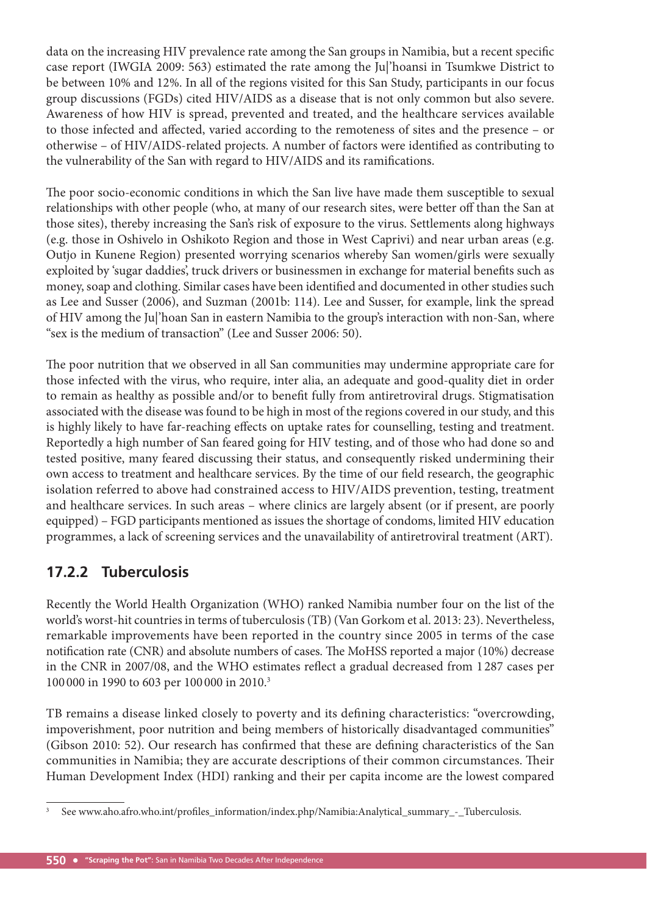data on the increasing HIV prevalence rate among the San groups in Namibia, but a recent specific case report (IWGIA 2009: 563) estimated the rate among the Ju|'hoansi in Tsumkwe District to be between 10% and 12%. In all of the regions visited for this San Study, participants in our focus group discussions (FGDs) cited HIV/AIDS as a disease that is not only common but also severe. Awareness of how HIV is spread, prevented and treated, and the healthcare services available to those infected and affected, varied according to the remoteness of sites and the presence – or otherwise – of HIV/AIDS-related projects. A number of factors were identified as contributing to the vulnerability of the San with regard to HIV/AIDS and its ramifications.

The poor socio-economic conditions in which the San live have made them susceptible to sexual relationships with other people (who, at many of our research sites, were better off than the San at those sites), thereby increasing the San's risk of exposure to the virus. Settlements along highways (e.g. those in Oshivelo in Oshikoto Region and those in West Caprivi) and near urban areas (e.g. Outjo in Kunene Region) presented worrying scenarios whereby San women/girls were sexually exploited by 'sugar daddies', truck drivers or businessmen in exchange for material benefits such as money, soap and clothing. Similar cases have been identified and documented in other studies such as Lee and Susser (2006), and Suzman (2001b: 114). Lee and Susser, for example, link the spread of HIV among the Ju|'hoan San in eastern Namibia to the group's interaction with non-San, where "sex is the medium of transaction" (Lee and Susser 2006: 50).

The poor nutrition that we observed in all San communities may undermine appropriate care for those infected with the virus, who require, inter alia, an adequate and good-quality diet in order to remain as healthy as possible and/or to benefit fully from antiretroviral drugs. Stigmatisation associated with the disease was found to be high in most of the regions covered in our study, and this is highly likely to have far-reaching effects on uptake rates for counselling, testing and treatment. Reportedly a high number of San feared going for HIV testing, and of those who had done so and tested positive, many feared discussing their status, and consequently risked undermining their own access to treatment and healthcare services. By the time of our field research, the geographic isolation referred to above had constrained access to HIV/AIDS prevention, testing, treatment and healthcare services. In such areas – where clinics are largely absent (or if present, are poorly equipped) – FGD participants mentioned as issues the shortage of condoms, limited HIV education programmes, a lack of screening services and the unavailability of antiretroviral treatment (ART).

### 17.2.2 Tuberculosis

Recently the World Health Organization (WHO) ranked Namibia number four on the list of the world's worst-hit countries in terms of tuberculosis (TB) (Van Gorkom et al. 2013: 23). Nevertheless, remarkable improvements have been reported in the country since 2005 in terms of the case notification rate (CNR) and absolute numbers of cases. The MoHSS reported a major (10%) decrease in the CNR in 2007/08, and the WHO estimates reflect a gradual decreased from 1 287 cases per 100 000 in 1990 to 603 per 100 000 in 2010.[3]

TB remains a disease linked closely to poverty and its defining characteristics: "overcrowding, impoverishment, poor nutrition and being members of historically disadvantaged communities" (Gibson 2010: 52). Our research has confirmed that these are defining characteristics of the San communities in Namibia; they are accurate descriptions of their common circumstances. Their Human Development Index (HDI) ranking and their per capita income are the lowest compared

[3] See www.aho.afro.who.int/profiles_information/index.php/Namibia:Analytical_summary_-_Tuberculosis.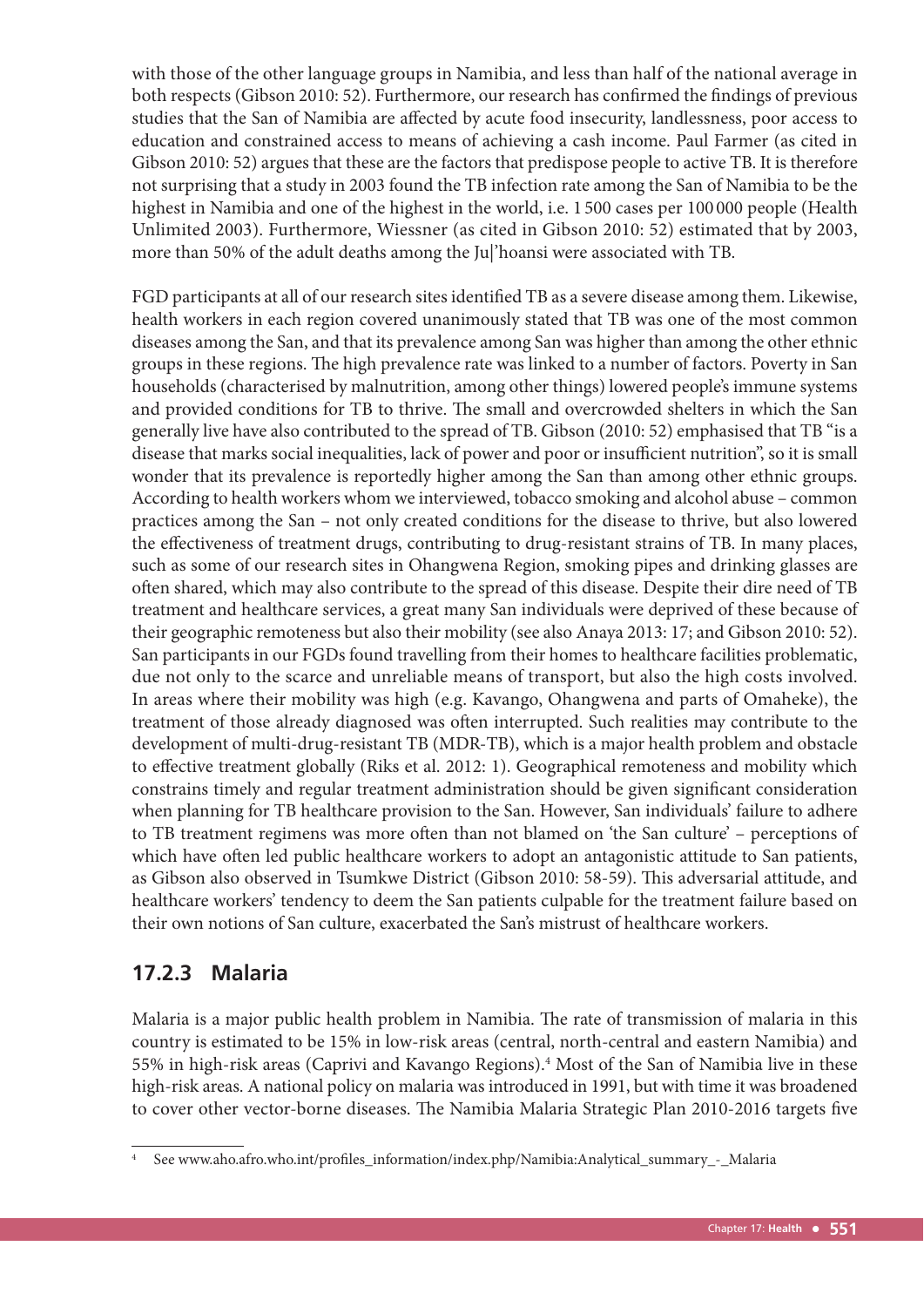with those of the other language groups in Namibia, and less than half of the national average in both respects (Gibson 2010: 52). Furthermore, our research has confirmed the findings of previous studies that the San of Namibia are affected by acute food insecurity, landlessness, poor access to education and constrained access to means of achieving a cash income. Paul Farmer (as cited in Gibson 2010: 52) argues that these are the factors that predispose people to active TB. It is therefore not surprising that a study in 2003 found the TB infection rate among the San of Namibia to be the highest in Namibia and one of the highest in the world, i.e. 1 500 cases per 100 000 people (Health Unlimited 2003). Furthermore, Wiessner (as cited in Gibson 2010: 52) estimated that by 2003, more than 50% of the adult deaths among the Ju|'hoansi were associated with TB.

FGD participants at all of our research sites identified TB as a severe disease among them. Likewise, health workers in each region covered unanimously stated that TB was one of the most common diseases among the San, and that its prevalence among San was higher than among the other ethnic groups in these regions. The high prevalence rate was linked to a number of factors. Poverty in San households (characterised by malnutrition, among other things) lowered people's immune systems and provided conditions for TB to thrive. The small and overcrowded shelters in which the San generally live have also contributed to the spread of TB. Gibson (2010: 52) emphasised that TB "is a disease that marks social inequalities, lack of power and poor or insufficient nutrition", so it is small wonder that its prevalence is reportedly higher among the San than among other ethnic groups. According to health workers whom we interviewed, tobacco smoking and alcohol abuse – common practices among the San – not only created conditions for the disease to thrive, but also lowered the effectiveness of treatment drugs, contributing to drug-resistant strains of TB. In many places, such as some of our research sites in Ohangwena Region, smoking pipes and drinking glasses are often shared, which may also contribute to the spread of this disease. Despite their dire need of TB treatment and healthcare services, a great many San individuals were deprived of these because of their geographic remoteness but also their mobility (see also Anaya 2013: 17; and Gibson 2010: 52). San participants in our FGDs found travelling from their homes to healthcare facilities problematic, due not only to the scarce and unreliable means of transport, but also the high costs involved. In areas where their mobility was high (e.g. Kavango, Ohangwena and parts of Omaheke), the treatment of those already diagnosed was often interrupted. Such realities may contribute to the development of multi-drug-resistant TB (MDR-TB), which is a major health problem and obstacle to effective treatment globally (Riks et al. 2012: 1). Geographical remoteness and mobility which constrains timely and regular treatment administration should be given significant consideration when planning for TB healthcare provision to the San. However, San individuals' failure to adhere to TB treatment regimens was more often than not blamed on 'the San culture' – perceptions of which have often led public healthcare workers to adopt an antagonistic attitude to San patients, as Gibson also observed in Tsumkwe District (Gibson 2010: 58-59). This adversarial attitude, and healthcare workers' tendency to deem the San patients culpable for the treatment failure based on their own notions of San culture, exacerbated the San's mistrust of healthcare workers.

### 17.2.3 Malaria

Malaria is a major public health problem in Namibia. The rate of transmission of malaria in this country is estimated to be 15% in low-risk areas (central, north-central and eastern Namibia) and 55% in high-risk areas (Caprivi and Kavango Regions).[4] Most of the San of Namibia live in these high-risk areas. A national policy on malaria was introduced in 1991, but with time it was broadened to cover other vector-borne diseases. The Namibia Malaria Strategic Plan 2010-2016 targets five

[4] See www.aho.afro.who.int/profiles_information/index.php/Namibia:Analytical_summary_-_Malaria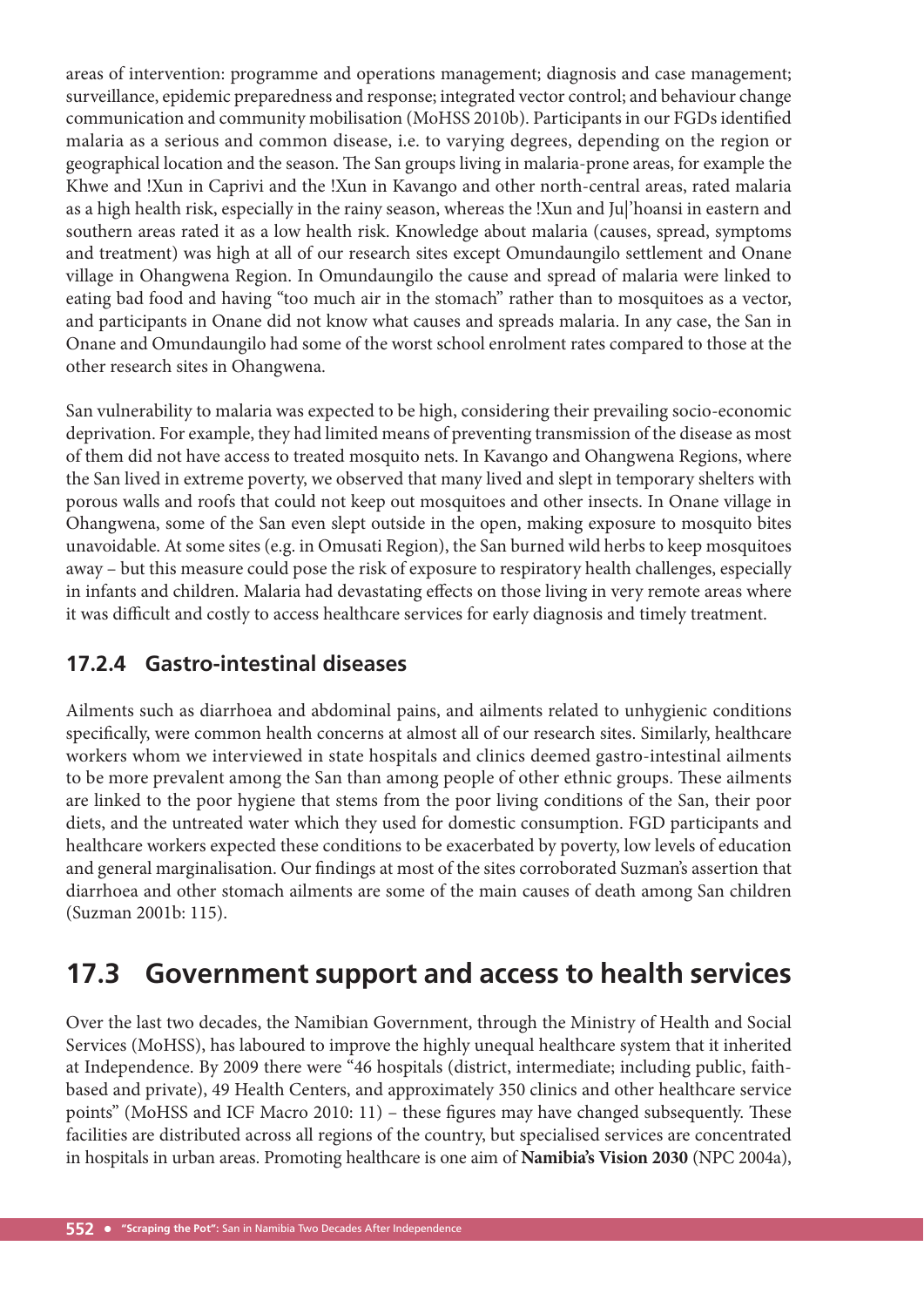areas of intervention: programme and operations management; diagnosis and case management; surveillance, epidemic preparedness and response; integrated vector control; and behaviour change communication and community mobilisation (MoHSS 2010b). Participants in our FGDs identified malaria as a serious and common disease, i.e. to varying degrees, depending on the region or geographical location and the season. The San groups living in malaria-prone areas, for example the Khwe and !Xun in Caprivi and the !Xun in Kavango and other north-central areas, rated malaria as a high health risk, especially in the rainy season, whereas the !Xun and Ju|'hoansi in eastern and southern areas rated it as a low health risk. Knowledge about malaria (causes, spread, symptoms and treatment) was high at all of our research sites except Omundaungilo settlement and Onane village in Ohangwena Region. In Omundaungilo the cause and spread of malaria were linked to eating bad food and having "too much air in the stomach" rather than to mosquitoes as a vector, and participants in Onane did not know what causes and spreads malaria. In any case, the San in Onane and Omundaungilo had some of the worst school enrolment rates compared to those at the other research sites in Ohangwena.

San vulnerability to malaria was expected to be high, considering their prevailing socio-economic deprivation. For example, they had limited means of preventing transmission of the disease as most of them did not have access to treated mosquito nets. In Kavango and Ohangwena Regions, where the San lived in extreme poverty, we observed that many lived and slept in temporary shelters with porous walls and roofs that could not keep out mosquitoes and other insects. In Onane village in Ohangwena, some of the San even slept outside in the open, making exposure to mosquito bites unavoidable. At some sites (e.g. in Omusati Region), the San burned wild herbs to keep mosquitoes away – but this measure could pose the risk of exposure to respiratory health challenges, especially in infants and children. Malaria had devastating effects on those living in very remote areas where it was difficult and costly to access healthcare services for early diagnosis and timely treatment.

### 17.2.4 Gastro-intestinal diseases

Ailments such as diarrhoea and abdominal pains, and ailments related to unhygienic conditions specifically, were common health concerns at almost all of our research sites. Similarly, healthcare workers whom we interviewed in state hospitals and clinics deemed gastro-intestinal ailments to be more prevalent among the San than among people of other ethnic groups. These ailments are linked to the poor hygiene that stems from the poor living conditions of the San, their poor diets, and the untreated water which they used for domestic consumption. FGD participants and healthcare workers expected these conditions to be exacerbated by poverty, low levels of education and general marginalisation. Our findings at most of the sites corroborated Suzman's assertion that diarrhoea and other stomach ailments are some of the main causes of death among San children (Suzman 2001b: 115).

## 17.3 Government support and access to health services

Over the last two decades, the Namibian Government, through the Ministry of Health and Social Services (MoHSS), has laboured to improve the highly unequal healthcare system that it inherited at Independence. By 2009 there were "46 hospitals (district, intermediate; including public, faith-based and private), 49 Health Centers, and approximately 350 clinics and other healthcare service points" (MoHSS and ICF Macro 2010: 11) – these figures may have changed subsequently. These facilities are distributed across all regions of the country, but specialised services are concentrated in hospitals in urban areas. Promoting healthcare is one aim of **Namibia's Vision 2030** (NPC 2004a),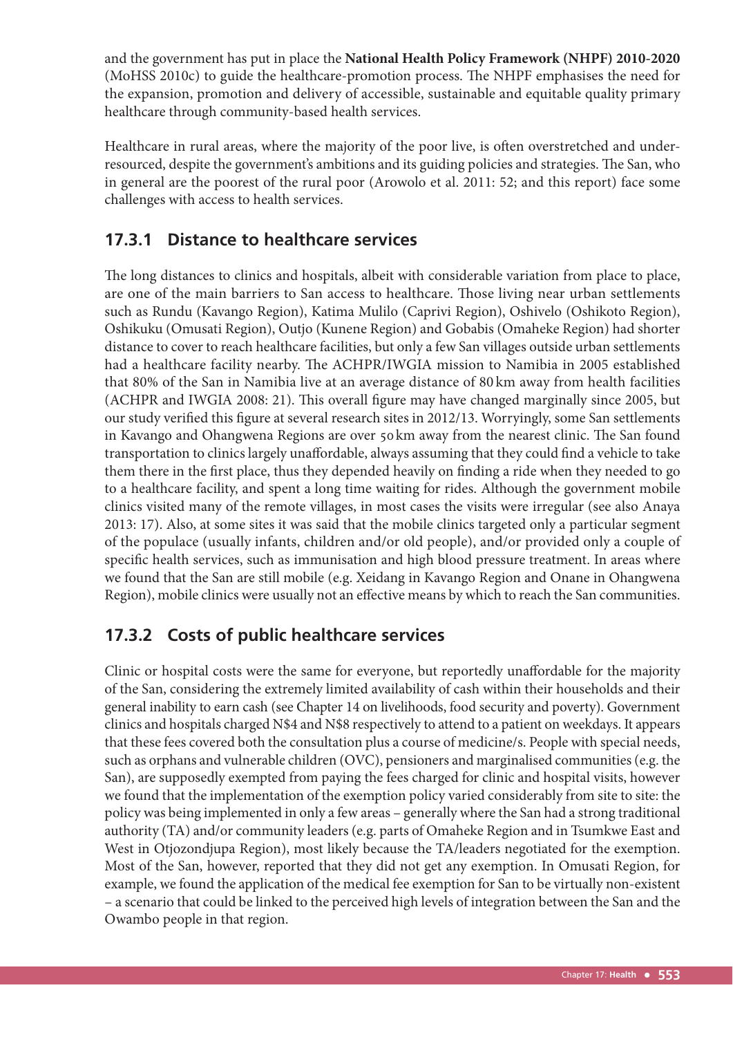and the government has put in place the **National Health Policy Framework (NHPF) 2010-2020** (MoHSS 2010c) to guide the healthcare-promotion process. The NHPF emphasises the need for the expansion, promotion and delivery of accessible, sustainable and equitable quality primary healthcare through community-based health services.

Healthcare in rural areas, where the majority of the poor live, is often overstretched and under-resourced, despite the government's ambitions and its guiding policies and strategies. The San, who in general are the poorest of the rural poor (Arowolo et al. 2011: 52; and this report) face some challenges with access to health services.

### 17.3.1 Distance to healthcare services

The long distances to clinics and hospitals, albeit with considerable variation from place to place, are one of the main barriers to San access to healthcare. Those living near urban settlements such as Rundu (Kavango Region), Katima Mulilo (Caprivi Region), Oshivelo (Oshikoto Region), Oshikuku (Omusati Region), Outjo (Kunene Region) and Gobabis (Omaheke Region) had shorter distance to cover to reach healthcare facilities, but only a few San villages outside urban settlements had a healthcare facility nearby. The ACHPR/IWGIA mission to Namibia in 2005 established that 80% of the San in Namibia live at an average distance of 80 km away from health facilities (ACHPR and IWGIA 2008: 21). This overall figure may have changed marginally since 2005, but our study verified this figure at several research sites in 2012/13. Worryingly, some San settlements in Kavango and Ohangwena Regions are over 50 km away from the nearest clinic. The San found transportation to clinics largely unaffordable, always assuming that they could find a vehicle to take them there in the first place, thus they depended heavily on finding a ride when they needed to go to a healthcare facility, and spent a long time waiting for rides. Although the government mobile clinics visited many of the remote villages, in most cases the visits were irregular (see also Anaya 2013: 17). Also, at some sites it was said that the mobile clinics targeted only a particular segment of the populace (usually infants, children and/or old people), and/or provided only a couple of specific health services, such as immunisation and high blood pressure treatment. In areas where we found that the San are still mobile (e.g. Xeidang in Kavango Region and Onane in Ohangwena Region), mobile clinics were usually not an effective means by which to reach the San communities.

### 17.3.2 Costs of public healthcare services

Clinic or hospital costs were the same for everyone, but reportedly unaffordable for the majority of the San, considering the extremely limited availability of cash within their households and their general inability to earn cash (see Chapter 14 on livelihoods, food security and poverty). Government clinics and hospitals charged N$4 and N$8 respectively to attend to a patient on weekdays. It appears that these fees covered both the consultation plus a course of medicine/s. People with special needs, such as orphans and vulnerable children (OVC), pensioners and marginalised communities (e.g. the San), are supposedly exempted from paying the fees charged for clinic and hospital visits, however we found that the implementation of the exemption policy varied considerably from site to site: the policy was being implemented in only a few areas – generally where the San had a strong traditional authority (TA) and/or community leaders (e.g. parts of Omaheke Region and in Tsumkwe East and West in Otjozondjupa Region), most likely because the TA/leaders negotiated for the exemption. Most of the San, however, reported that they did not get any exemption. In Omusati Region, for example, we found the application of the medical fee exemption for San to be virtually non-existent – a scenario that could be linked to the perceived high levels of integration between the San and the Owambo people in that region.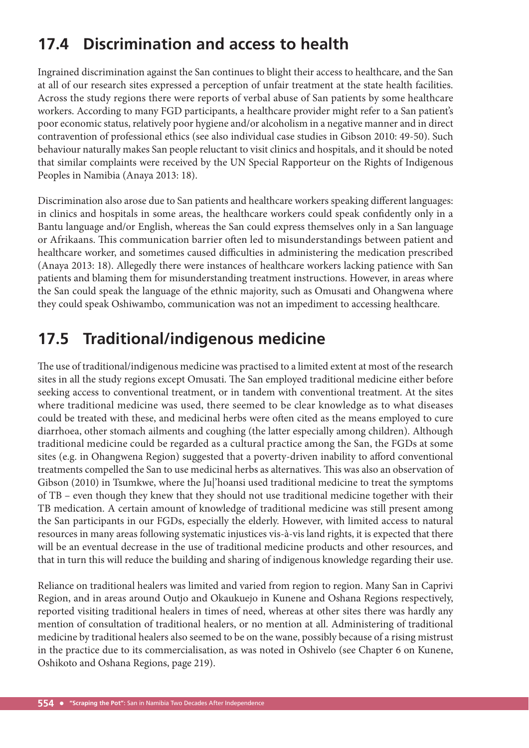## 17.4 Discrimination and access to health

Ingrained discrimination against the San continues to blight their access to healthcare, and the San at all of our research sites expressed a perception of unfair treatment at the state health facilities. Across the study regions there were reports of verbal abuse of San patients by some healthcare workers. According to many FGD participants, a healthcare provider might refer to a San patient's poor economic status, relatively poor hygiene and/or alcoholism in a negative manner and in direct contravention of professional ethics (see also individual case studies in Gibson 2010: 49-50). Such behaviour naturally makes San people reluctant to visit clinics and hospitals, and it should be noted that similar complaints were received by the UN Special Rapporteur on the Rights of Indigenous Peoples in Namibia (Anaya 2013: 18).

Discrimination also arose due to San patients and healthcare workers speaking different languages: in clinics and hospitals in some areas, the healthcare workers could speak confidently only in a Bantu language and/or English, whereas the San could express themselves only in a San language or Afrikaans. This communication barrier often led to misunderstandings between patient and healthcare worker, and sometimes caused difficulties in administering the medication prescribed (Anaya 2013: 18). Allegedly there were instances of healthcare workers lacking patience with San patients and blaming them for misunderstanding treatment instructions. However, in areas where the San could speak the language of the ethnic majority, such as Omusati and Ohangwena where they could speak Oshiwambo, communication was not an impediment to accessing healthcare.

## 17.5 Traditional/indigenous medicine

The use of traditional/indigenous medicine was practised to a limited extent at most of the research sites in all the study regions except Omusati. The San employed traditional medicine either before seeking access to conventional treatment, or in tandem with conventional treatment. At the sites where traditional medicine was used, there seemed to be clear knowledge as to what diseases could be treated with these, and medicinal herbs were often cited as the means employed to cure diarrhoea, other stomach ailments and coughing (the latter especially among children). Although traditional medicine could be regarded as a cultural practice among the San, the FGDs at some sites (e.g. in Ohangwena Region) suggested that a poverty-driven inability to afford conventional treatments compelled the San to use medicinal herbs as alternatives. This was also an observation of Gibson (2010) in Tsumkwe, where the Ju|'hoansi used traditional medicine to treat the symptoms of TB – even though they knew that they should not use traditional medicine together with their TB medication. A certain amount of knowledge of traditional medicine was still present among the San participants in our FGDs, especially the elderly. However, with limited access to natural resources in many areas following systematic injustices vis-à-vis land rights, it is expected that there will be an eventual decrease in the use of traditional medicine products and other resources, and that in turn this will reduce the building and sharing of indigenous knowledge regarding their use.

Reliance on traditional healers was limited and varied from region to region. Many San in Caprivi Region, and in areas around Outjo and Okaukuejo in Kunene and Oshana Regions respectively, reported visiting traditional healers in times of need, whereas at other sites there was hardly any mention of consultation of traditional healers, or no mention at all. Administering of traditional medicine by traditional healers also seemed to be on the wane, possibly because of a rising mistrust in the practice due to its commercialisation, as was noted in Oshivelo (see Chapter 6 on Kunene, Oshikoto and Oshana Regions, page 219).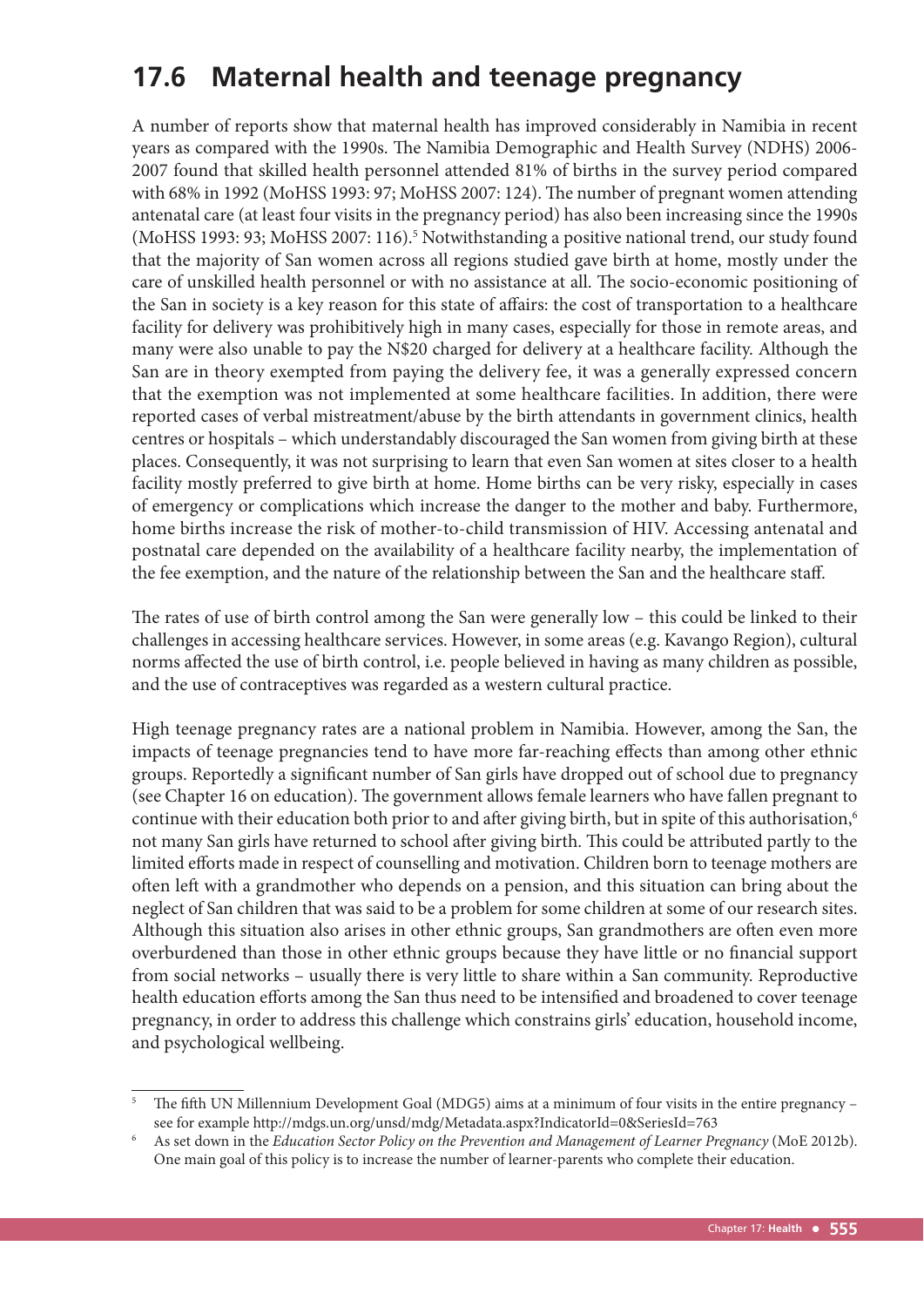## 17.6 Maternal health and teenage pregnancy

A number of reports show that maternal health has improved considerably in Namibia in recent years as compared with the 1990s. The Namibia Demographic and Health Survey (NDHS) 2006-2007 found that skilled health personnel attended 81% of births in the survey period compared with 68% in 1992 (MoHSS 1993: 97; MoHSS 2007: 124). The number of pregnant women attending antenatal care (at least four visits in the pregnancy period) has also been increasing since the 1990s (MoHSS 1993: 93; MoHSS 2007: 116).[5] Notwithstanding a positive national trend, our study found that the majority of San women across all regions studied gave birth at home, mostly under the care of unskilled health personnel or with no assistance at all. The socio-economic positioning of the San in society is a key reason for this state of affairs: the cost of transportation to a healthcare facility for delivery was prohibitively high in many cases, especially for those in remote areas, and many were also unable to pay the N$20 charged for delivery at a healthcare facility. Although the San are in theory exempted from paying the delivery fee, it was a generally expressed concern that the exemption was not implemented at some healthcare facilities. In addition, there were reported cases of verbal mistreatment/abuse by the birth attendants in government clinics, health centres or hospitals – which understandably discouraged the San women from giving birth at these places. Consequently, it was not surprising to learn that even San women at sites closer to a health facility mostly preferred to give birth at home. Home births can be very risky, especially in cases of emergency or complications which increase the danger to the mother and baby. Furthermore, home births increase the risk of mother-to-child transmission of HIV. Accessing antenatal and postnatal care depended on the availability of a healthcare facility nearby, the implementation of the fee exemption, and the nature of the relationship between the San and the healthcare staff.

The rates of use of birth control among the San were generally low – this could be linked to their challenges in accessing healthcare services. However, in some areas (e.g. Kavango Region), cultural norms affected the use of birth control, i.e. people believed in having as many children as possible, and the use of contraceptives was regarded as a western cultural practice.

High teenage pregnancy rates are a national problem in Namibia. However, among the San, the impacts of teenage pregnancies tend to have more far-reaching effects than among other ethnic groups. Reportedly a significant number of San girls have dropped out of school due to pregnancy (see Chapter 16 on education). The government allows female learners who have fallen pregnant to continue with their education both prior to and after giving birth, but in spite of this authorisation,[6] not many San girls have returned to school after giving birth. This could be attributed partly to the limited efforts made in respect of counselling and motivation. Children born to teenage mothers are often left with a grandmother who depends on a pension, and this situation can bring about the neglect of San children that was said to be a problem for some children at some of our research sites. Although this situation also arises in other ethnic groups, San grandmothers are often even more overburdened than those in other ethnic groups because they have little or no financial support from social networks – usually there is very little to share within a San community. Reproductive health education efforts among the San thus need to be intensified and broadened to cover teenage pregnancy, in order to address this challenge which constrains girls' education, household income, and psychological wellbeing.

---

[5] The fifth UN Millennium Development Goal (MDG5) aims at a minimum of four visits in the entire pregnancy – see for example http://mdgs.un.org/unsd/mdg/Metadata.aspx?IndicatorId=0&SeriesId=763

[6] As set down in the *Education Sector Policy on the Prevention and Management of Learner Pregnancy* (MoE 2012b). One main goal of this policy is to increase the number of learner-parents who complete their education.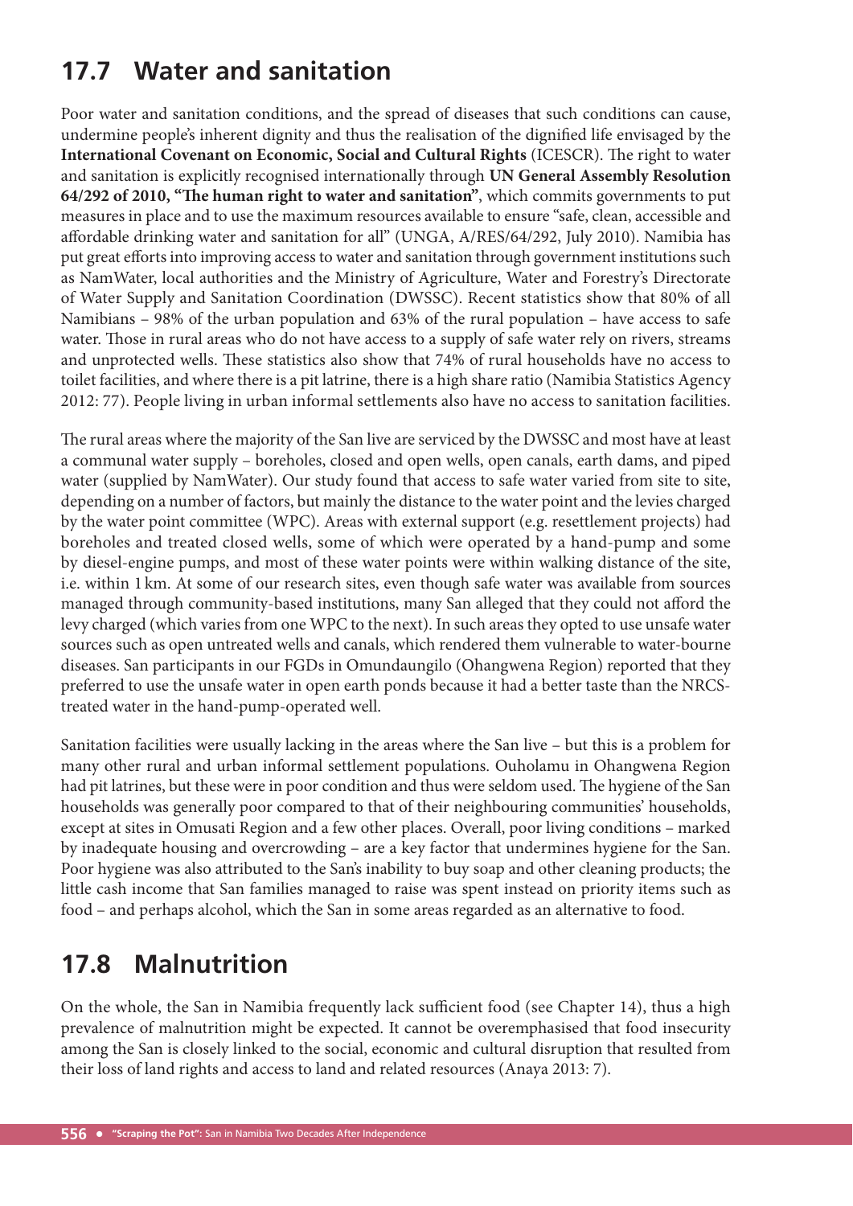## 17.7 Water and sanitation

Poor water and sanitation conditions, and the spread of diseases that such conditions can cause, undermine people's inherent dignity and thus the realisation of the dignified life envisaged by the **International Covenant on Economic, Social and Cultural Rights** (ICESCR). The right to water and sanitation is explicitly recognised internationally through **UN General Assembly Resolution 64/292 of 2010, "The human right to water and sanitation"**, which commits governments to put measures in place and to use the maximum resources available to ensure "safe, clean, accessible and affordable drinking water and sanitation for all" (UNGA, A/RES/64/292, July 2010). Namibia has put great efforts into improving access to water and sanitation through government institutions such as NamWater, local authorities and the Ministry of Agriculture, Water and Forestry's Directorate of Water Supply and Sanitation Coordination (DWSSC). Recent statistics show that 80% of all Namibians – 98% of the urban population and 63% of the rural population – have access to safe water. Those in rural areas who do not have access to a supply of safe water rely on rivers, streams and unprotected wells. These statistics also show that 74% of rural households have no access to toilet facilities, and where there is a pit latrine, there is a high share ratio (Namibia Statistics Agency 2012: 77). People living in urban informal settlements also have no access to sanitation facilities.

The rural areas where the majority of the San live are serviced by the DWSSC and most have at least a communal water supply – boreholes, closed and open wells, open canals, earth dams, and piped water (supplied by NamWater). Our study found that access to safe water varied from site to site, depending on a number of factors, but mainly the distance to the water point and the levies charged by the water point committee (WPC). Areas with external support (e.g. resettlement projects) had boreholes and treated closed wells, some of which were operated by a hand-pump and some by diesel-engine pumps, and most of these water points were within walking distance of the site, i.e. within 1 km. At some of our research sites, even though safe water was available from sources managed through community-based institutions, many San alleged that they could not afford the levy charged (which varies from one WPC to the next). In such areas they opted to use unsafe water sources such as open untreated wells and canals, which rendered them vulnerable to water-bourne diseases. San participants in our FGDs in Omundaungilo (Ohangwena Region) reported that they preferred to use the unsafe water in open earth ponds because it had a better taste than the NRCS-treated water in the hand-pump-operated well.

Sanitation facilities were usually lacking in the areas where the San live – but this is a problem for many other rural and urban informal settlement populations. Ouholamu in Ohangwena Region had pit latrines, but these were in poor condition and thus were seldom used. The hygiene of the San households was generally poor compared to that of their neighbouring communities' households, except at sites in Omusati Region and a few other places. Overall, poor living conditions – marked by inadequate housing and overcrowding – are a key factor that undermines hygiene for the San. Poor hygiene was also attributed to the San's inability to buy soap and other cleaning products; the little cash income that San families managed to raise was spent instead on priority items such as food – and perhaps alcohol, which the San in some areas regarded as an alternative to food.

## 17.8 Malnutrition

On the whole, the San in Namibia frequently lack sufficient food (see Chapter 14), thus a high prevalence of malnutrition might be expected. It cannot be overemphasised that food insecurity among the San is closely linked to the social, economic and cultural disruption that resulted from their loss of land rights and access to land and related resources (Anaya 2013: 7).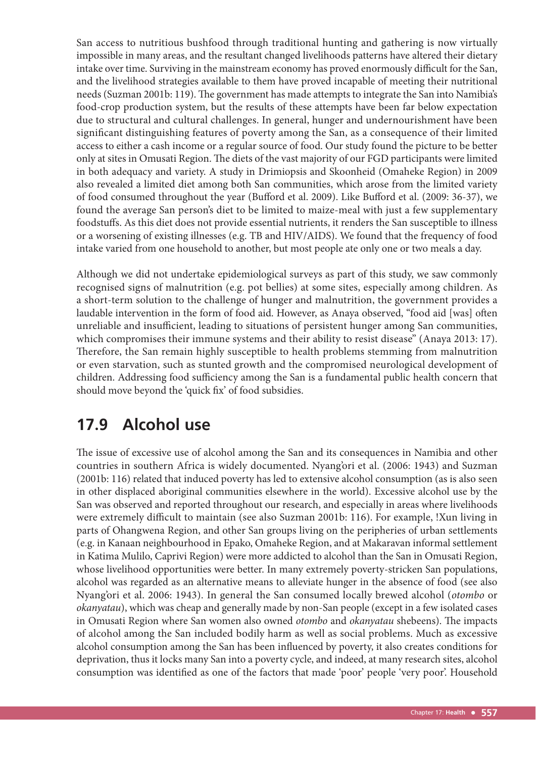San access to nutritious bushfood through traditional hunting and gathering is now virtually impossible in many areas, and the resultant changed livelihoods patterns have altered their dietary intake over time. Surviving in the mainstream economy has proved enormously difficult for the San, and the livelihood strategies available to them have proved incapable of meeting their nutritional needs (Suzman 2001b: 119). The government has made attempts to integrate the San into Namibia's food-crop production system, but the results of these attempts have been far below expectation due to structural and cultural challenges. In general, hunger and undernourishment have been significant distinguishing features of poverty among the San, as a consequence of their limited access to either a cash income or a regular source of food. Our study found the picture to be better only at sites in Omusati Region. The diets of the vast majority of our FGD participants were limited in both adequacy and variety. A study in Drimiopsis and Skoonheid (Omaheke Region) in 2009 also revealed a limited diet among both San communities, which arose from the limited variety of food consumed throughout the year (Bufford et al. 2009). Like Bufford et al. (2009: 36-37), we found the average San person's diet to be limited to maize-meal with just a few supplementary foodstuffs. As this diet does not provide essential nutrients, it renders the San susceptible to illness or a worsening of existing illnesses (e.g. TB and HIV/AIDS). We found that the frequency of food intake varied from one household to another, but most people ate only one or two meals a day.

Although we did not undertake epidemiological surveys as part of this study, we saw commonly recognised signs of malnutrition (e.g. pot bellies) at some sites, especially among children. As a short-term solution to the challenge of hunger and malnutrition, the government provides a laudable intervention in the form of food aid. However, as Anaya observed, "food aid [was] often unreliable and insufficient, leading to situations of persistent hunger among San communities, which compromises their immune systems and their ability to resist disease" (Anaya 2013: 17). Therefore, the San remain highly susceptible to health problems stemming from malnutrition or even starvation, such as stunted growth and the compromised neurological development of children. Addressing food sufficiency among the San is a fundamental public health concern that should move beyond the 'quick fix' of food subsidies.

## 17.9 Alcohol use

The issue of excessive use of alcohol among the San and its consequences in Namibia and other countries in southern Africa is widely documented. Nyang'ori et al. (2006: 1943) and Suzman (2001b: 116) related that induced poverty has led to extensive alcohol consumption (as is also seen in other displaced aboriginal communities elsewhere in the world). Excessive alcohol use by the San was observed and reported throughout our research, and especially in areas where livelihoods were extremely difficult to maintain (see also Suzman 2001b: 116). For example, !Xun living in parts of Ohangwena Region, and other San groups living on the peripheries of urban settlements (e.g. in Kanaan neighbourhood in Epako, Omaheke Region, and at Makaravan informal settlement in Katima Mulilo, Caprivi Region) were more addicted to alcohol than the San in Omusati Region, whose livelihood opportunities were better. In many extremely poverty-stricken San populations, alcohol was regarded as an alternative means to alleviate hunger in the absence of food (see also Nyang'ori et al. 2006: 1943). In general the San consumed locally brewed alcohol (*otombo* or *okanyatau*), which was cheap and generally made by non-San people (except in a few isolated cases in Omusati Region where San women also owned *otombo* and *okanyatau* shebeens). The impacts of alcohol among the San included bodily harm as well as social problems. Much as excessive alcohol consumption among the San has been influenced by poverty, it also creates conditions for deprivation, thus it locks many San into a poverty cycle, and indeed, at many research sites, alcohol consumption was identified as one of the factors that made 'poor' people 'very poor'. Household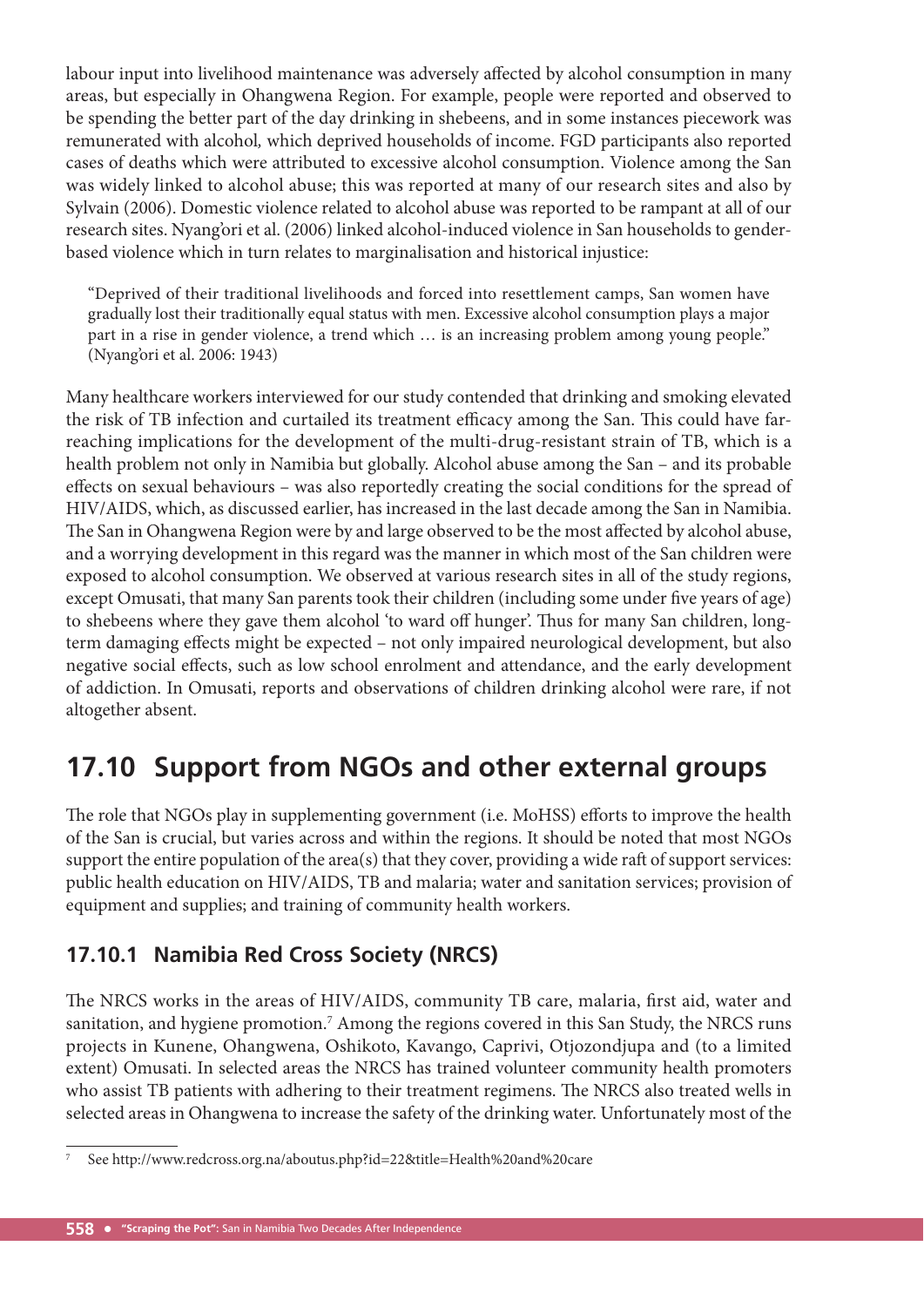labour input into livelihood maintenance was adversely affected by alcohol consumption in many areas, but especially in Ohangwena Region. For example, people were reported and observed to be spending the better part of the day drinking in shebeens, and in some instances piecework was remunerated with alcohol, which deprived households of income. FGD participants also reported cases of deaths which were attributed to excessive alcohol consumption. Violence among the San was widely linked to alcohol abuse; this was reported at many of our research sites and also by Sylvain (2006). Domestic violence related to alcohol abuse was reported to be rampant at all of our research sites. Nyang'ori et al. (2006) linked alcohol-induced violence in San households to gender-based violence which in turn relates to marginalisation and historical injustice:

> "Deprived of their traditional livelihoods and forced into resettlement camps, San women have gradually lost their traditionally equal status with men. Excessive alcohol consumption plays a major part in a rise in gender violence, a trend which … is an increasing problem among young people." (Nyang'ori et al. 2006: 1943)

Many healthcare workers interviewed for our study contended that drinking and smoking elevated the risk of TB infection and curtailed its treatment efficacy among the San. This could have far-reaching implications for the development of the multi-drug-resistant strain of TB, which is a health problem not only in Namibia but globally. Alcohol abuse among the San – and its probable effects on sexual behaviours – was also reportedly creating the social conditions for the spread of HIV/AIDS, which, as discussed earlier, has increased in the last decade among the San in Namibia. The San in Ohangwena Region were by and large observed to be the most affected by alcohol abuse, and a worrying development in this regard was the manner in which most of the San children were exposed to alcohol consumption. We observed at various research sites in all of the study regions, except Omusati, that many San parents took their children (including some under five years of age) to shebeens where they gave them alcohol 'to ward off hunger'. Thus for many San children, long-term damaging effects might be expected – not only impaired neurological development, but also negative social effects, such as low school enrolment and attendance, and the early development of addiction. In Omusati, reports and observations of children drinking alcohol were rare, if not altogether absent.

## 17.10 Support from NGOs and other external groups

The role that NGOs play in supplementing government (i.e. MoHSS) efforts to improve the health of the San is crucial, but varies across and within the regions. It should be noted that most NGOs support the entire population of the area(s) that they cover, providing a wide raft of support services: public health education on HIV/AIDS, TB and malaria; water and sanitation services; provision of equipment and supplies; and training of community health workers.

### 17.10.1 Namibia Red Cross Society (NRCS)

The NRCS works in the areas of HIV/AIDS, community TB care, malaria, first aid, water and sanitation, and hygiene promotion.[7] Among the regions covered in this San Study, the NRCS runs projects in Kunene, Ohangwena, Oshikoto, Kavango, Caprivi, Otjozondjupa and (to a limited extent) Omusati. In selected areas the NRCS has trained volunteer community health promoters who assist TB patients with adhering to their treatment regimens. The NRCS also treated wells in selected areas in Ohangwena to increase the safety of the drinking water. Unfortunately most of the

[7] See http://www.redcross.org.na/aboutus.php?id=22&title=Health%20and%20care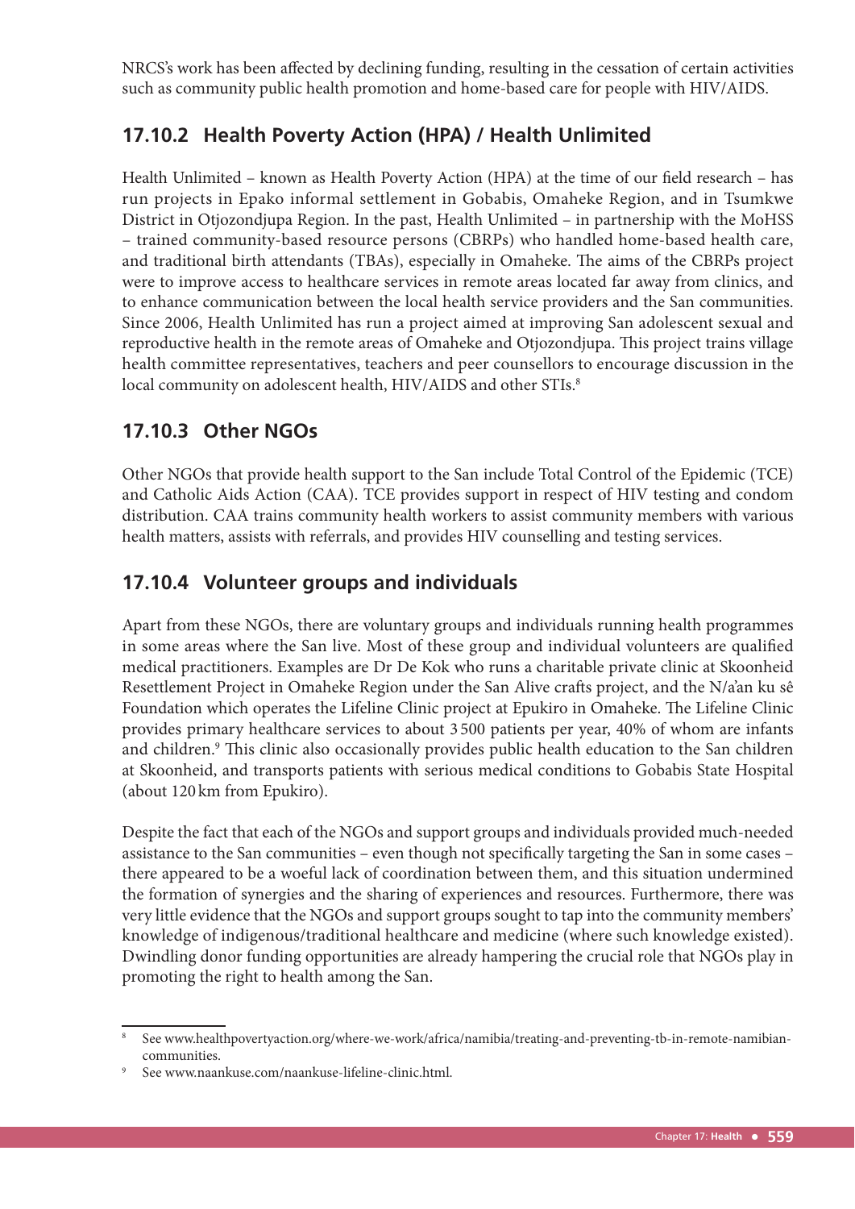NRCS's work has been affected by declining funding, resulting in the cessation of certain activities such as community public health promotion and home-based care for people with HIV/AIDS.

### 17.10.2 Health Poverty Action (HPA) / Health Unlimited

Health Unlimited – known as Health Poverty Action (HPA) at the time of our field research – has run projects in Epako informal settlement in Gobabis, Omaheke Region, and in Tsumkwe District in Otjozondjupa Region. In the past, Health Unlimited – in partnership with the MoHSS – trained community-based resource persons (CBRPs) who handled home-based health care, and traditional birth attendants (TBAs), especially in Omaheke. The aims of the CBRPs project were to improve access to healthcare services in remote areas located far away from clinics, and to enhance communication between the local health service providers and the San communities. Since 2006, Health Unlimited has run a project aimed at improving San adolescent sexual and reproductive health in the remote areas of Omaheke and Otjozondjupa. This project trains village health committee representatives, teachers and peer counsellors to encourage discussion in the local community on adolescent health, HIV/AIDS and other STIs.[8]

### 17.10.3 Other NGOs

Other NGOs that provide health support to the San include Total Control of the Epidemic (TCE) and Catholic Aids Action (CAA). TCE provides support in respect of HIV testing and condom distribution. CAA trains community health workers to assist community members with various health matters, assists with referrals, and provides HIV counselling and testing services.

### 17.10.4 Volunteer groups and individuals

Apart from these NGOs, there are voluntary groups and individuals running health programmes in some areas where the San live. Most of these group and individual volunteers are qualified medical practitioners. Examples are Dr De Kok who runs a charitable private clinic at Skoonheid Resettlement Project in Omaheke Region under the San Alive crafts project, and the N/a'an ku sê Foundation which operates the Lifeline Clinic project at Epukiro in Omaheke. The Lifeline Clinic provides primary healthcare services to about 3 500 patients per year, 40% of whom are infants and children.[9] This clinic also occasionally provides public health education to the San children at Skoonheid, and transports patients with serious medical conditions to Gobabis State Hospital (about 120 km from Epukiro).

Despite the fact that each of the NGOs and support groups and individuals provided much-needed assistance to the San communities – even though not specifically targeting the San in some cases – there appeared to be a woeful lack of coordination between them, and this situation undermined the formation of synergies and the sharing of experiences and resources. Furthermore, there was very little evidence that the NGOs and support groups sought to tap into the community members' knowledge of indigenous/traditional healthcare and medicine (where such knowledge existed). Dwindling donor funding opportunities are already hampering the crucial role that NGOs play in promoting the right to health among the San.

---

[8] See www.healthpovertyaction.org/where-we-work/africa/namibia/treating-and-preventing-tb-in-remote-namibian-communities.

[9] See www.naankuse.com/naankuse-lifeline-clinic.html.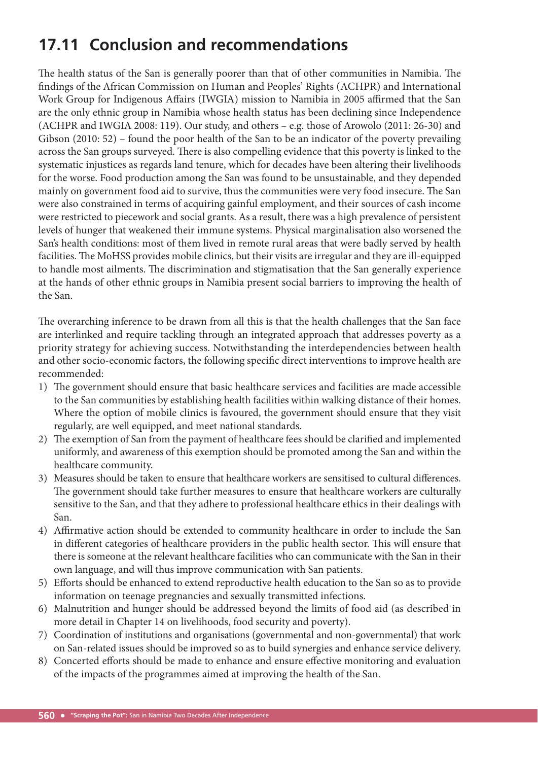## 17.11 Conclusion and recommendations

The health status of the San is generally poorer than that of other communities in Namibia. The findings of the African Commission on Human and Peoples' Rights (ACHPR) and International Work Group for Indigenous Affairs (IWGIA) mission to Namibia in 2005 affirmed that the San are the only ethnic group in Namibia whose health status has been declining since Independence (ACHPR and IWGIA 2008: 119). Our study, and others – e.g. those of Arowolo (2011: 26-30) and Gibson (2010: 52) – found the poor health of the San to be an indicator of the poverty prevailing across the San groups surveyed. There is also compelling evidence that this poverty is linked to the systematic injustices as regards land tenure, which for decades have been altering their livelihoods for the worse. Food production among the San was found to be unsustainable, and they depended mainly on government food aid to survive, thus the communities were very food insecure. The San were also constrained in terms of acquiring gainful employment, and their sources of cash income were restricted to piecework and social grants. As a result, there was a high prevalence of persistent levels of hunger that weakened their immune systems. Physical marginalisation also worsened the San's health conditions: most of them lived in remote rural areas that were badly served by health facilities. The MoHSS provides mobile clinics, but their visits are irregular and they are ill-equipped to handle most ailments. The discrimination and stigmatisation that the San generally experience at the hands of other ethnic groups in Namibia present social barriers to improving the health of the San.

The overarching inference to be drawn from all this is that the health challenges that the San face are interlinked and require tackling through an integrated approach that addresses poverty as a priority strategy for achieving success. Notwithstanding the interdependencies between health and other socio-economic factors, the following specific direct interventions to improve health are recommended:

1) The government should ensure that basic healthcare services and facilities are made accessible to the San communities by establishing health facilities within walking distance of their homes. Where the option of mobile clinics is favoured, the government should ensure that they visit regularly, are well equipped, and meet national standards.
2) The exemption of San from the payment of healthcare fees should be clarified and implemented uniformly, and awareness of this exemption should be promoted among the San and within the healthcare community.
3) Measures should be taken to ensure that healthcare workers are sensitised to cultural differences. The government should take further measures to ensure that healthcare workers are culturally sensitive to the San, and that they adhere to professional healthcare ethics in their dealings with San.
4) Affirmative action should be extended to community healthcare in order to include the San in different categories of healthcare providers in the public health sector. This will ensure that there is someone at the relevant healthcare facilities who can communicate with the San in their own language, and will thus improve communication with San patients.
5) Efforts should be enhanced to extend reproductive health education to the San so as to provide information on teenage pregnancies and sexually transmitted infections.
6) Malnutrition and hunger should be addressed beyond the limits of food aid (as described in more detail in Chapter 14 on livelihoods, food security and poverty).
7) Coordination of institutions and organisations (governmental and non-governmental) that work on San-related issues should be improved so as to build synergies and enhance service delivery.
8) Concerted efforts should be made to enhance and ensure effective monitoring and evaluation of the impacts of the programmes aimed at improving the health of the San.